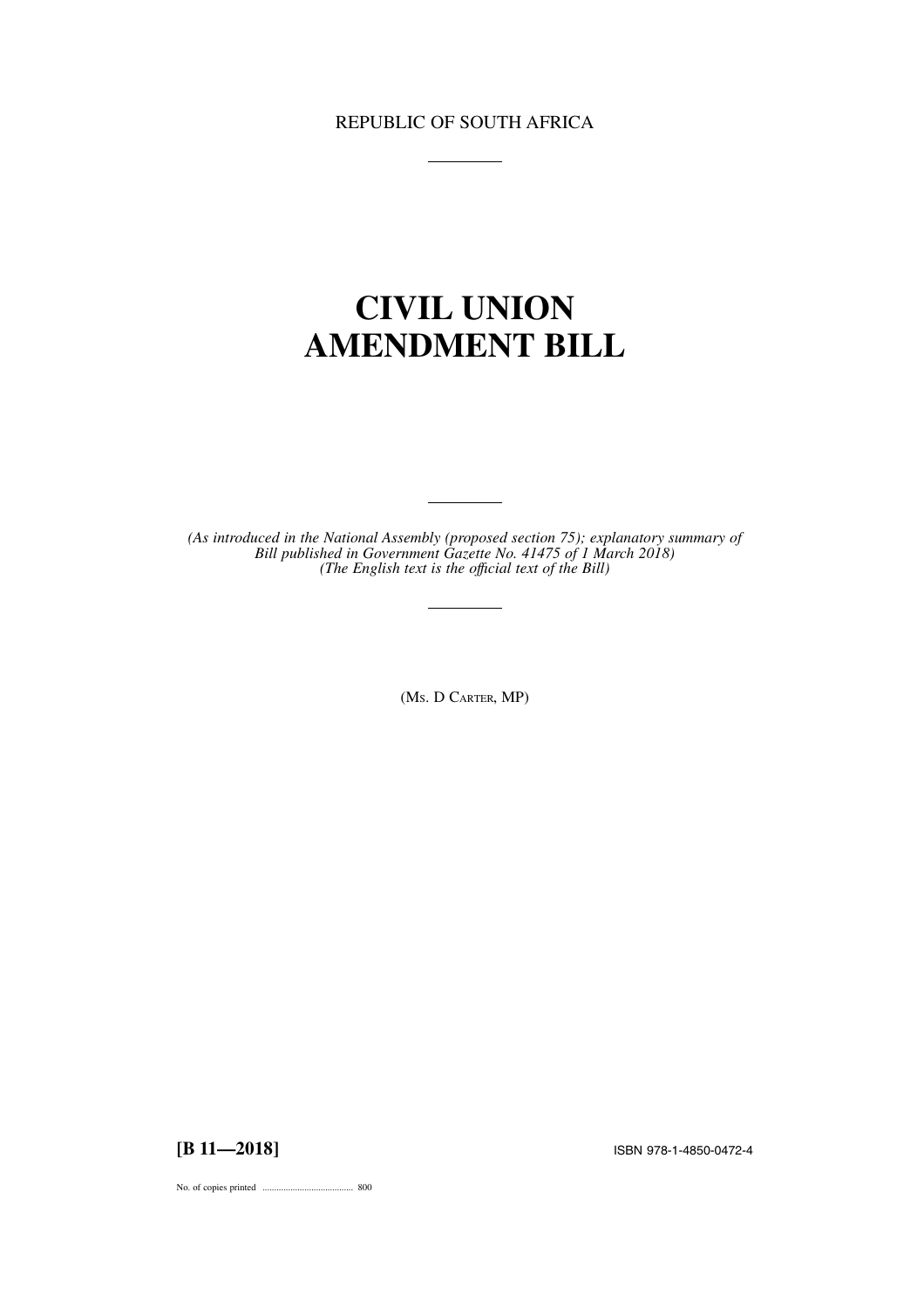REPUBLIC OF SOUTH AFRICA

# CIVIL UNION AMENDMENT BILL

*(As introduced in the National Assembly (proposed section 75); explanatory summary of Bill published in Government Gazette No. 41475 of 1 March 2018)*
*(The English text is the official text of the Bill)*

(MS. D CARTER, MP)

**[B 11—2018]** ISBN 978-1-4850-0472-4

No. of copies printed ....................................... 800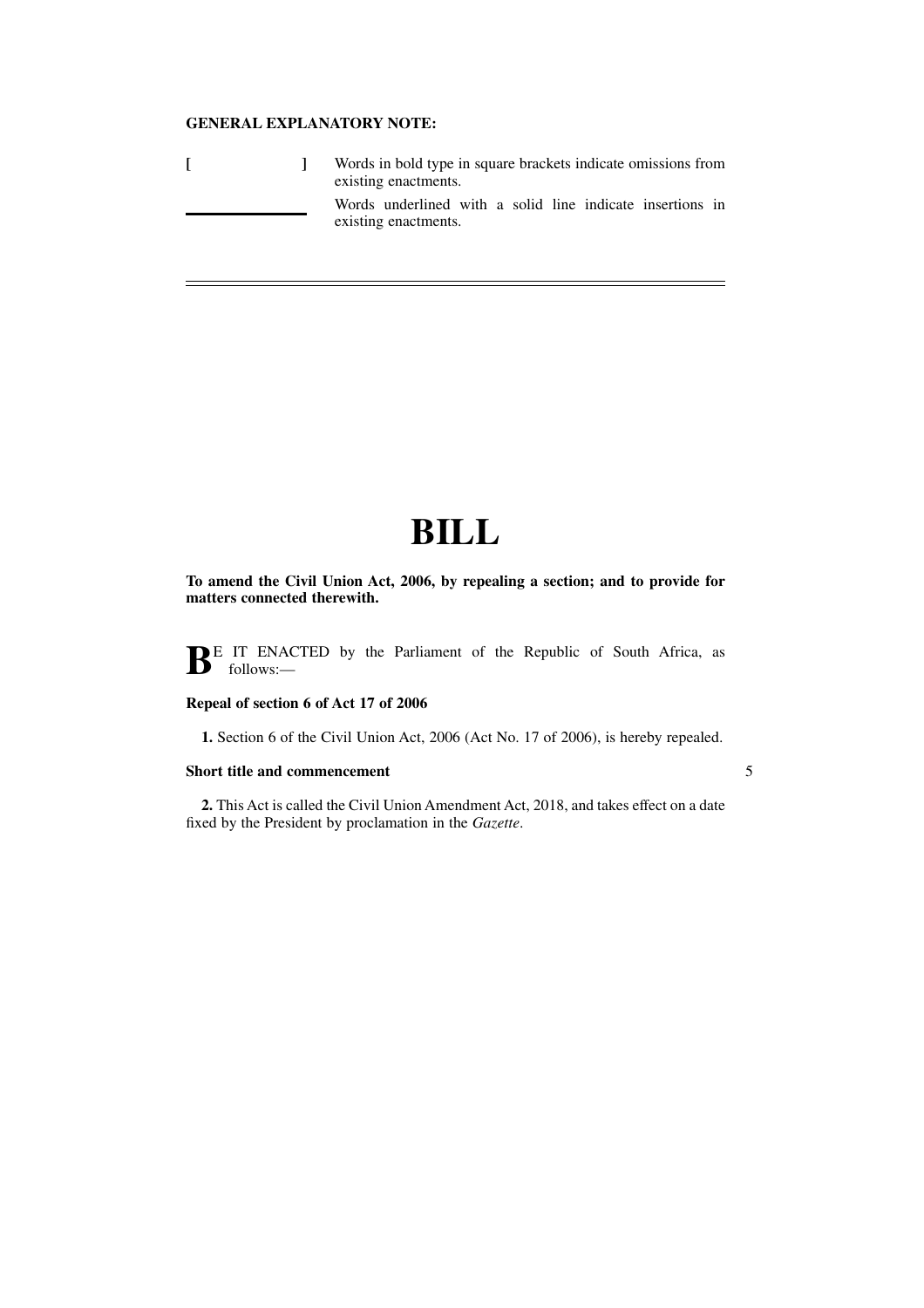**GENERAL EXPLANATORY NOTE:**

[ ] Words in bold type in square brackets indicate omissions from existing enactments.

\_\_\_\_\_\_\_\_ Words underlined with a solid line indicate insertions in existing enactments.

---

# BILL

**To amend the Civil Union Act, 2006, by repealing a section; and to provide for matters connected therewith.**

**B**E IT ENACTED by the Parliament of the Republic of South Africa, as follows:—

**Repeal of section 6 of Act 17 of 2006**

**1.** Section 6 of the Civil Union Act, 2006 (Act No. 17 of 2006), is hereby repealed.

**Short title and commencement**

**2.** This Act is called the Civil Union Amendment Act, 2018, and takes effect on a date fixed by the President by proclamation in the *Gazette*.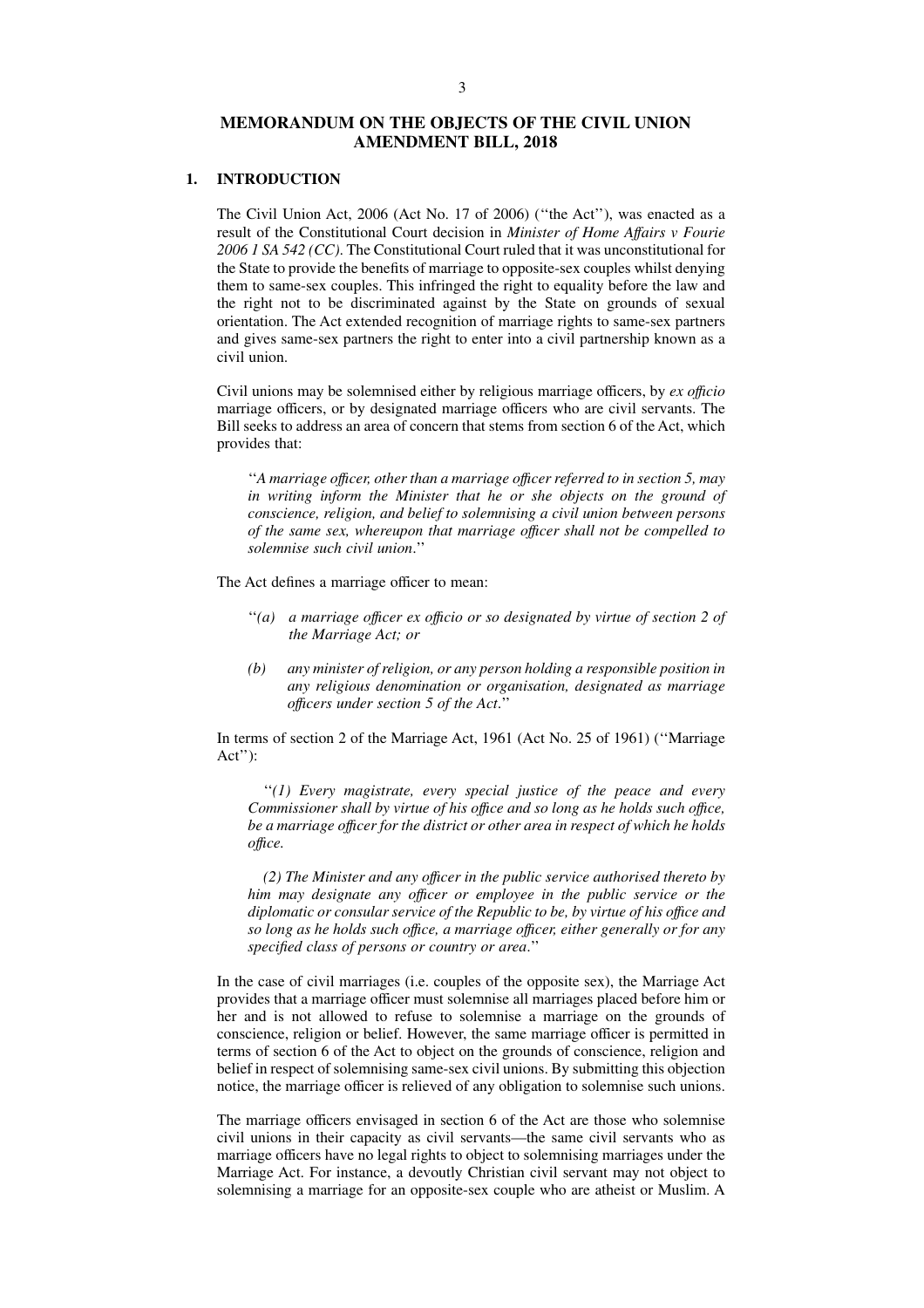## MEMORANDUM ON THE OBJECTS OF THE CIVIL UNION AMENDMENT BILL, 2018

### 1. INTRODUCTION

The Civil Union Act, 2006 (Act No. 17 of 2006) (''the Act''), was enacted as a result of the Constitutional Court decision in *Minister of Home Affairs v Fourie 2006 1 SA 542 (CC)*. The Constitutional Court ruled that it was unconstitutional for the State to provide the benefits of marriage to opposite-sex couples whilst denying them to same-sex couples. This infringed the right to equality before the law and the right not to be discriminated against by the State on grounds of sexual orientation. The Act extended recognition of marriage rights to same-sex partners and gives same-sex partners the right to enter into a civil partnership known as a civil union.

Civil unions may be solemnised either by religious marriage officers, by *ex officio* marriage officers, or by designated marriage officers who are civil servants. The Bill seeks to address an area of concern that stems from section 6 of the Act, which provides that:

> ''*A marriage officer, other than a marriage officer referred to in section 5, may in writing inform the Minister that he or she objects on the ground of conscience, religion, and belief to solemnising a civil union between persons of the same sex, whereupon that marriage officer shall not be compelled to solemnise such civil union*.''

The Act defines a marriage officer to mean:

> ''*(a) a marriage officer ex officio or so designated by virtue of section 2 of the Marriage Act; or*
>
> *(b) any minister of religion, or any person holding a responsible position in any religious denomination or organisation, designated as marriage officers under section 5 of the Act*.''

In terms of section 2 of the Marriage Act, 1961 (Act No. 25 of 1961) (''Marriage Act''):

> ''*(1) Every magistrate, every special justice of the peace and every Commissioner shall by virtue of his office and so long as he holds such office, be a marriage officer for the district or other area in respect of which he holds office.*
>
> *(2) The Minister and any officer in the public service authorised thereto by him may designate any officer or employee in the public service or the diplomatic or consular service of the Republic to be, by virtue of his office and so long as he holds such office, a marriage officer, either generally or for any specified class of persons or country or area*.''

In the case of civil marriages (i.e. couples of the opposite sex), the Marriage Act provides that a marriage officer must solemnise all marriages placed before him or her and is not allowed to refuse to solemnise a marriage on the grounds of conscience, religion or belief. However, the same marriage officer is permitted in terms of section 6 of the Act to object on the grounds of conscience, religion and belief in respect of solemnising same-sex civil unions. By submitting this objection notice, the marriage officer is relieved of any obligation to solemnise such unions.

The marriage officers envisaged in section 6 of the Act are those who solemnise civil unions in their capacity as civil servants—the same civil servants who as marriage officers have no legal rights to object to solemnising marriages under the Marriage Act. For instance, a devoutly Christian civil servant may not object to solemnising a marriage for an opposite-sex couple who are atheist or Muslim. A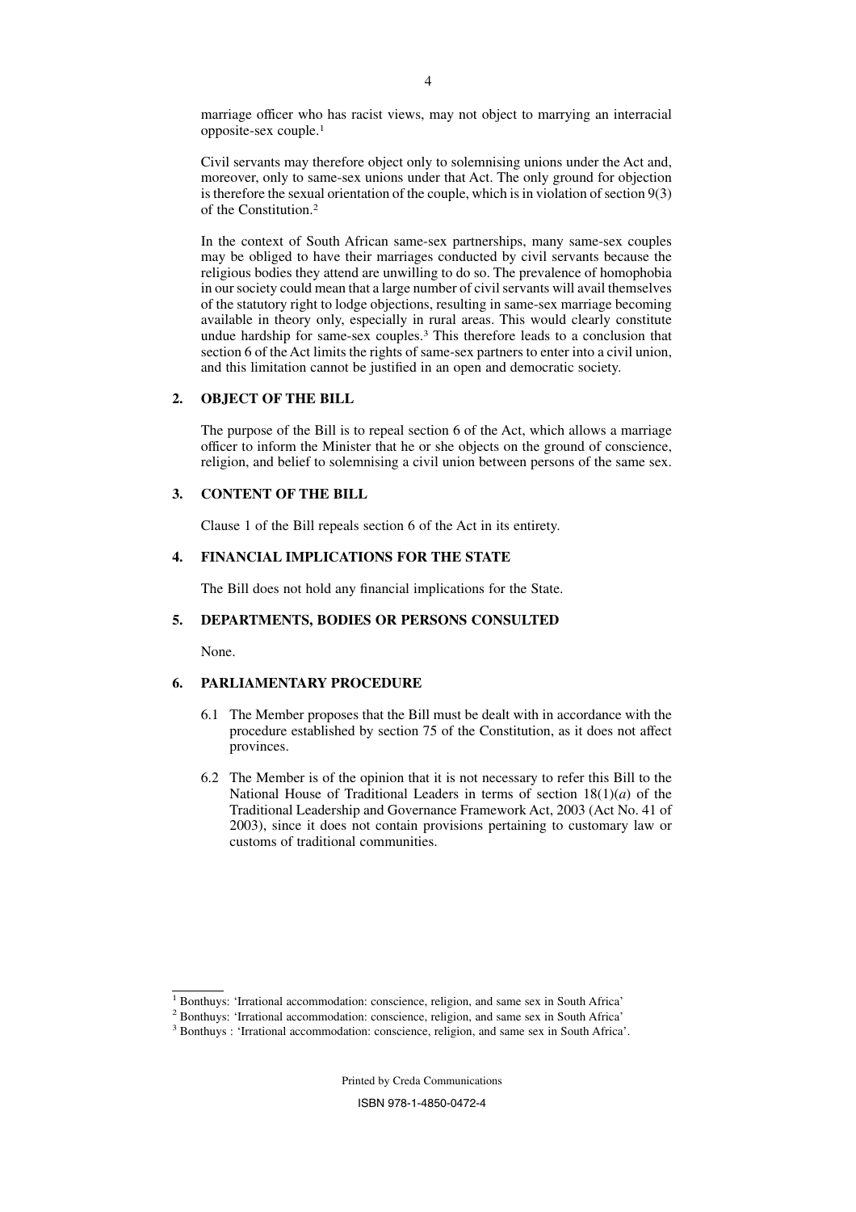marriage officer who has racist views, may not object to marrying an interracial opposite-sex couple.[1]

Civil servants may therefore object only to solemnising unions under the Act and, moreover, only to same-sex unions under that Act. The only ground for objection is therefore the sexual orientation of the couple, which is in violation of section 9(3) of the Constitution.[2]

In the context of South African same-sex partnerships, many same-sex couples may be obliged to have their marriages conducted by civil servants because the religious bodies they attend are unwilling to do so. The prevalence of homophobia in our society could mean that a large number of civil servants will avail themselves of the statutory right to lodge objections, resulting in same-sex marriage becoming available in theory only, especially in rural areas. This would clearly constitute undue hardship for same-sex couples.[3] This therefore leads to a conclusion that section 6 of the Act limits the rights of same-sex partners to enter into a civil union, and this limitation cannot be justified in an open and democratic society.

## 2. OBJECT OF THE BILL

The purpose of the Bill is to repeal section 6 of the Act, which allows a marriage officer to inform the Minister that he or she objects on the ground of conscience, religion, and belief to solemnising a civil union between persons of the same sex.

## 3. CONTENT OF THE BILL

Clause 1 of the Bill repeals section 6 of the Act in its entirety.

## 4. FINANCIAL IMPLICATIONS FOR THE STATE

The Bill does not hold any financial implications for the State.

## 5. DEPARTMENTS, BODIES OR PERSONS CONSULTED

None.

## 6. PARLIAMENTARY PROCEDURE

6.1 The Member proposes that the Bill must be dealt with in accordance with the procedure established by section 75 of the Constitution, as it does not affect provinces.

6.2 The Member is of the opinion that it is not necessary to refer this Bill to the National House of Traditional Leaders in terms of section 18(1)(*a*) of the Traditional Leadership and Governance Framework Act, 2003 (Act No. 41 of 2003), since it does not contain provisions pertaining to customary law or customs of traditional communities.

---

[1] Bonthuys: 'Irrational accommodation: conscience, religion, and same sex in South Africa'

[2] Bonthuys: 'Irrational accommodation: conscience, religion, and same sex in South Africa'

[3] Bonthuys : 'Irrational accommodation: conscience, religion, and same sex in South Africa'.

Printed by Creda Communications

ISBN 978-1-4850-0472-4